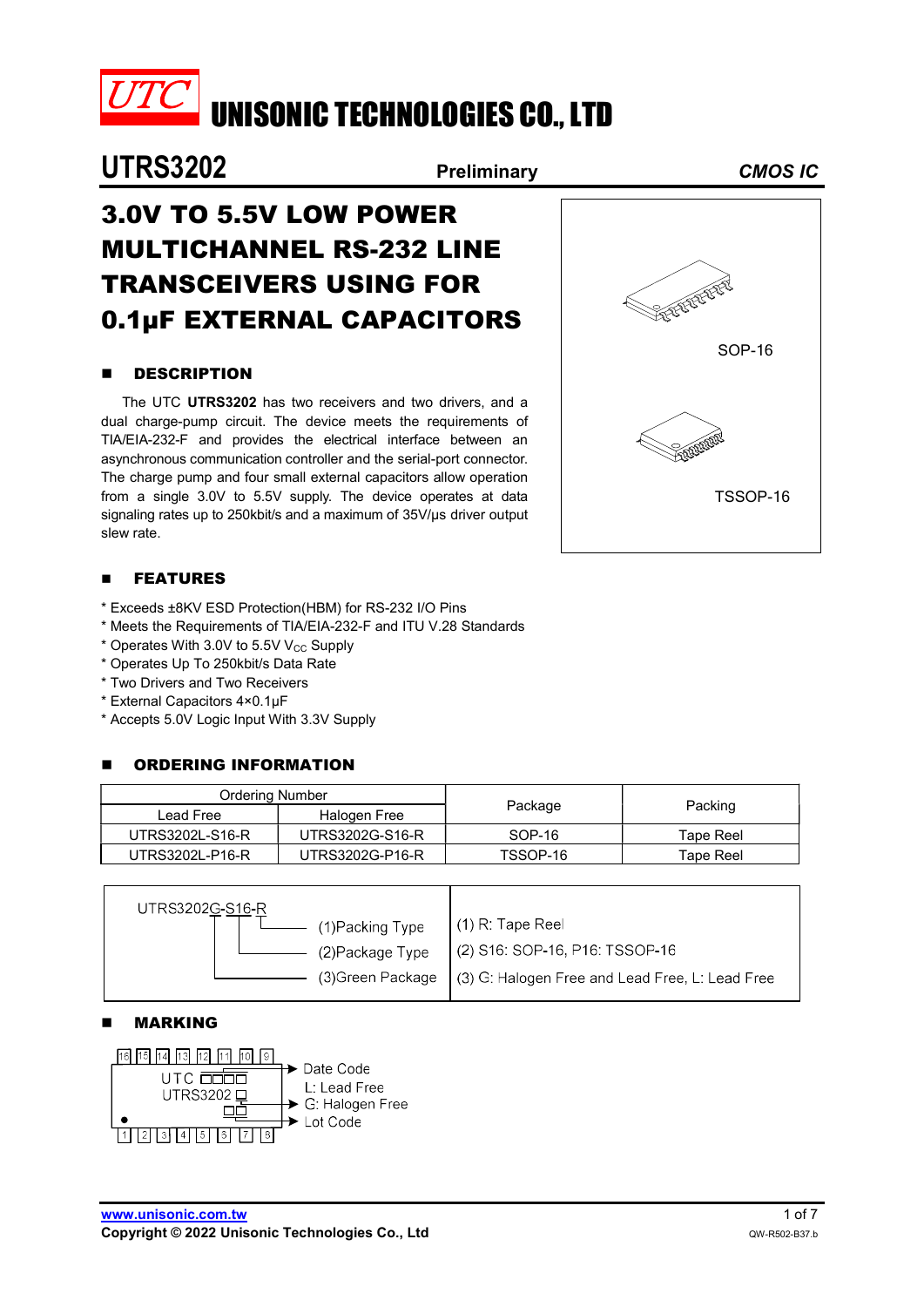# UTC UNISONIC TECHNOLOGIES CO., LTD

**UTRS3202** **Preliminary** ***CMOS IC***

# 3.0V TO 5.5V LOW POWER MULTICHANNEL RS-232 LINE TRANSCEIVERS USING FOR 0.1μF EXTERNAL CAPACITORS

SOP-16

TSSOP-16

## DESCRIPTION

The UTC **UTRS3202** has two receivers and two drivers, and a dual charge-pump circuit. The device meets the requirements of TIA/EIA-232-F and provides the electrical interface between an asynchronous communication controller and the serial-port connector. The charge pump and four small external capacitors allow operation from a single 3.0V to 5.5V supply. The device operates at data signaling rates up to 250kbit/s and a maximum of 35V/μs driver output slew rate.

## FEATURES

* Exceeds ±8KV ESD Protection(HBM) for RS-232 I/O Pins
* Meets the Requirements of TIA/EIA-232-F and ITU V.28 Standards
* Operates With 3.0V to 5.5V $V_{CC}$ Supply
* Operates Up To 250kbit/s Data Rate
* Two Drivers and Two Receivers
* External Capacitors 4×0.1μF
* Accepts 5.0V Logic Input With 3.3V Supply

## ORDERING INFORMATION

| Ordering Number | | Package | Packing |
|---|---|---|---|
| Lead Free | Halogen Free | | |
| UTRS3202L-S16-R | UTRS3202G-S16-R | SOP-16 | Tape Reel |
| UTRS3202L-P16-R | UTRS3202G-P16-R | TSSOP-16 | Tape Reel |

| UTRS3202G-S16-R | |
|---|---|
| (1)Packing Type | (1) R: Tape Reel |
| (2)Package Type | (2) S16: SOP-16, P16: TSSOP-16 |
| (3)Green Package | (3) G: Halogen Free and Lead Free, L: Lead Free |

## MARKING

UTC □□□□ → Date Code

UTRS3202 □ → L: Lead Free, G: Halogen Free

□□ → Lot Code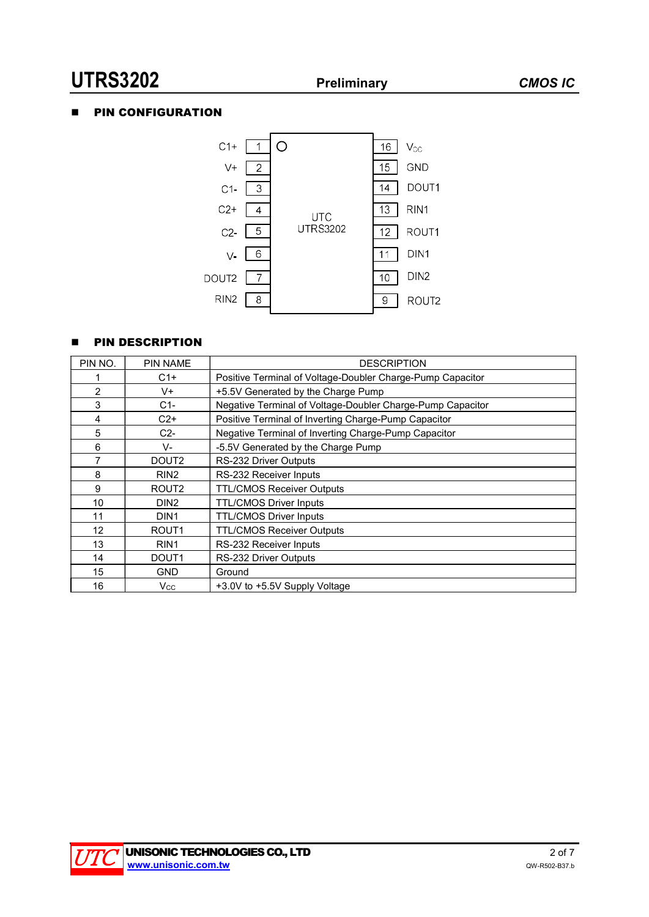## PIN CONFIGURATION

| Pin | Name | | Pin | Name |
|---|---|---|---|---|
| 1 | C1+ | | 16 | $V_{CC}$ |
| 2 | V+ | | 15 | GND |
| 3 | C1- | | 14 | DOUT1 |
| 4 | C2+ | | 13 | RIN1 |
| 5 | C2- | | 12 | ROUT1 |
| 6 | V- | | 11 | DIN1 |
| 7 | DOUT2 | | 10 | DIN2 |
| 8 | RIN2 | | 9 | ROUT2 |

UTC UTRS3202

## PIN DESCRIPTION

| PIN NO. | PIN NAME | DESCRIPTION |
|---|---|---|
| 1 | C1+ | Positive Terminal of Voltage-Doubler Charge-Pump Capacitor |
| 2 | V+ | +5.5V Generated by the Charge Pump |
| 3 | C1- | Negative Terminal of Voltage-Doubler Charge-Pump Capacitor |
| 4 | C2+ | Positive Terminal of Inverting Charge-Pump Capacitor |
| 5 | C2- | Negative Terminal of Inverting Charge-Pump Capacitor |
| 6 | V- | -5.5V Generated by the Charge Pump |
| 7 | DOUT2 | RS-232 Driver Outputs |
| 8 | RIN2 | RS-232 Receiver Inputs |
| 9 | ROUT2 | TTL/CMOS Receiver Outputs |
| 10 | DIN2 | TTL/CMOS Driver Inputs |
| 11 | DIN1 | TTL/CMOS Driver Inputs |
| 12 | ROUT1 | TTL/CMOS Receiver Outputs |
| 13 | RIN1 | RS-232 Receiver Inputs |
| 14 | DOUT1 | RS-232 Driver Outputs |
| 15 | GND | Ground |
| 16 | $V_{CC}$ | +3.0V to +5.5V Supply Voltage |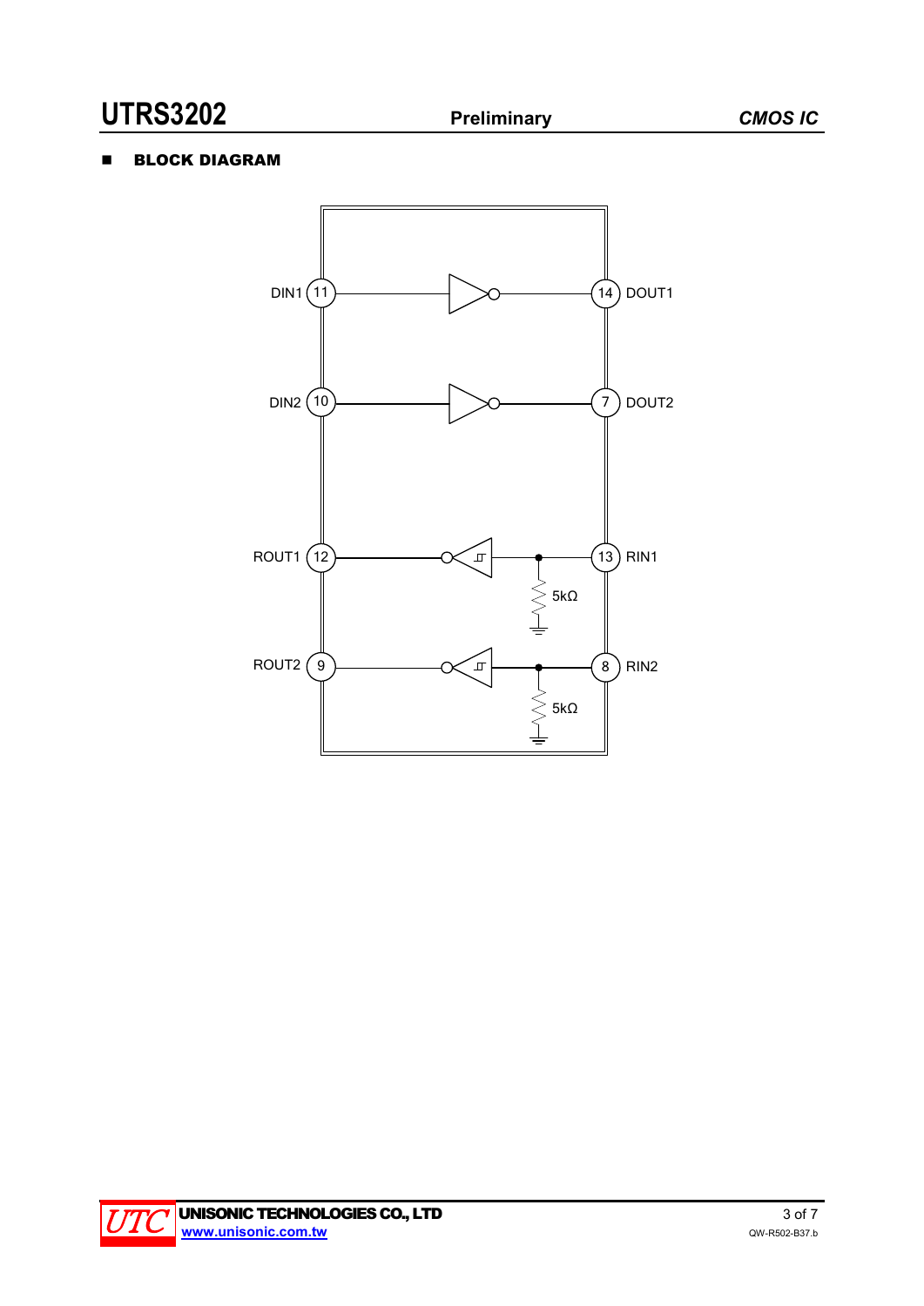## BLOCK DIAGRAM

DIN1 11 — 14 DOUT1

DIN2 10 — 7 DOUT2

ROUT1 12 — 13 RIN1

5kΩ

ROUT2 9 — 8 RIN2

5kΩ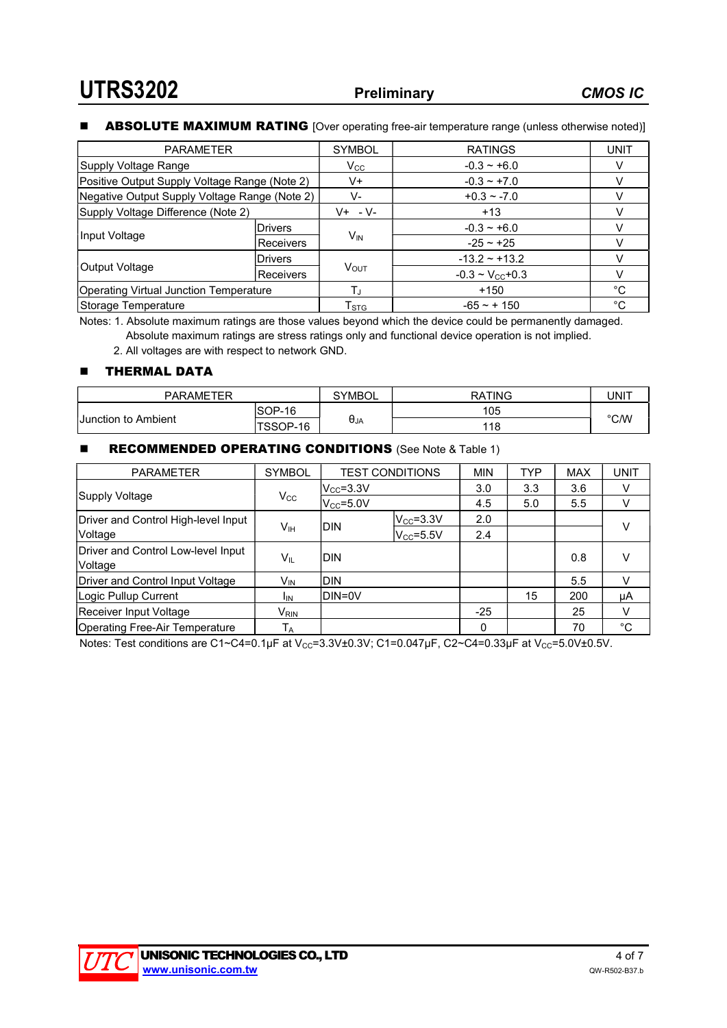## ■ ABSOLUTE MAXIMUM RATING [Over operating free-air temperature range (unless otherwise noted)]

| PARAMETER | | SYMBOL | RATINGS | UNIT |
|---|---|---|---|---|
| Supply Voltage Range | | $V_{CC}$ | -0.3 ~ +6.0 | V |
| Positive Output Supply Voltage Range (Note 2) | | V+ | -0.3 ~ +7.0 | V |
| Negative Output Supply Voltage Range (Note 2) | | V- | +0.3 ~ -7.0 | V |
| Supply Voltage Difference (Note 2) | | V+ - V- | +13 | V |
| Input Voltage | Drivers | $V_{IN}$ | -0.3 ~ +6.0 | V |
| | Receivers | | -25 ~ +25 | V |
| Output Voltage | Drivers | $V_{OUT}$ | -13.2 ~ +13.2 | V |
| | Receivers | | -0.3 ~ $V_{CC}$+0.3 | V |
| Operating Virtual Junction Temperature | | $T_J$ | +150 | °C |
| Storage Temperature | | $T_{STG}$ | -65 ~ + 150 | °C |

Notes: 1. Absolute maximum ratings are those values beyond which the device could be permanently damaged. Absolute maximum ratings are stress ratings only and functional device operation is not implied.
2. All voltages are with respect to network GND.

## ■ THERMAL DATA

| PARAMETER | | SYMBOL | RATING | UNIT |
|---|---|---|---|---|
| Junction to Ambient | SOP-16 | $\theta_{JA}$ | 105 | °C/W |
| | TSSOP-16 | | 118 | |

## ■ RECOMMENDED OPERATING CONDITIONS (See Note & Table 1)

| PARAMETER | SYMBOL | TEST CONDITIONS | | MIN | TYP | MAX | UNIT |
|---|---|---|---|---|---|---|---|
| Supply Voltage | $V_{CC}$ | $V_{CC}$=3.3V | | 3.0 | 3.3 | 3.6 | V |
| | | $V_{CC}$=5.0V | | 4.5 | 5.0 | 5.5 | V |
| Driver and Control High-level Input Voltage | $V_{IH}$ | DIN | $V_{CC}$=3.3V | 2.0 | | | V |
| | | | $V_{CC}$=5.5V | 2.4 | | | |
| Driver and Control Low-level Input Voltage | $V_{IL}$ | DIN | | | | 0.8 | V |
| Driver and Control Input Voltage | $V_{IN}$ | DIN | | | | 5.5 | V |
| Logic Pullup Current | $I_{IN}$ | DIN=0V | | | 15 | 200 | μA |
| Receiver Input Voltage | $V_{RIN}$ | | | -25 | | 25 | V |
| Operating Free-Air Temperature | $T_A$ | | | 0 | | 70 | °C |

Notes: Test conditions are C1~C4=0.1μF at $V_{CC}$=3.3V±0.3V; C1=0.047μF, C2~C4=0.33μF at $V_{CC}$=5.0V±0.5V.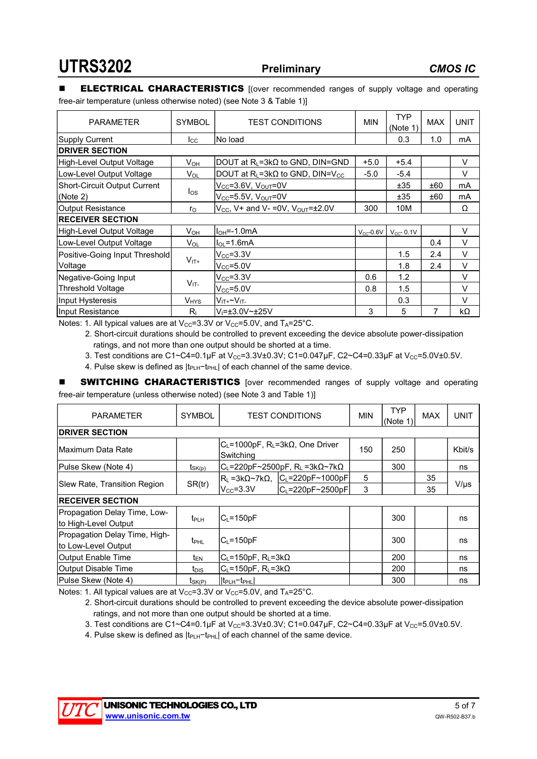## ELECTRICAL CHARACTERISTICS

[(over recommended ranges of supply voltage and operating free-air temperature (unless otherwise noted) (see Note 3 & Table 1)]

| PARAMETER | SYMBOL | TEST CONDITIONS | MIN | TYP (Note 1) | MAX | UNIT |
|---|---|---|---|---|---|---|
| Supply Current | $I_{CC}$ | No load | | 0.3 | 1.0 | mA |
| **DRIVER SECTION** | | | | | | |
| High-Level Output Voltage | $V_{OH}$ | DOUT at $R_L$=3kΩ to GND, DIN=GND | +5.0 | +5.4 | | V |
| Low-Level Output Voltage | $V_{OL}$ | DOUT at $R_L$=3kΩ to GND, DIN=$V_{CC}$ | -5.0 | -5.4 | | V |
| Short-Circuit Output Current (Note 2) | $I_{OS}$ | $V_{CC}$=3.6V, $V_{OUT}$=0V | | ±35 | ±60 | mA |
| | | $V_{CC}$=5.5V, $V_{OUT}$=0V | | ±35 | ±60 | mA |
| Output Resistance | $r_O$ | $V_{CC}$, V+ and V- =0V, $V_{OUT}$=±2.0V | 300 | 10M | | Ω |
| **RECEIVER SECTION** | | | | | | |
| High-Level Output Voltage | $V_{OH}$ | $I_{OH}$=-1.0mA | $V_{CC}$-0.6V | $V_{CC}$- 0.1V | | V |
| Low-Level Output Voltage | $V_{OL}$ | $I_{OL}$=1.6mA | | | 0.4 | V |
| Positive-Going Input Threshold Voltage | $V_{IT+}$ | $V_{CC}$=3.3V | | 1.5 | 2.4 | V |
| | | $V_{CC}$=5.0V | | 1.8 | 2.4 | V |
| Negative-Going Input Threshold Voltage | $V_{IT-}$ | $V_{CC}$=3.3V | 0.6 | 1.2 | | V |
| | | $V_{CC}$=5.0V | 0.8 | 1.5 | | V |
| Input Hysteresis | $V_{HYS}$ | $V_{IT+}$~$V_{IT-}$ | | 0.3 | | V |
| Input Resistance | $R_I$ | $V_I$=±3.0V~±25V | 3 | 5 | 7 | kΩ |

Notes: 1. All typical values are at $V_{CC}$=3.3V or $V_{CC}$=5.0V, and $T_A$=25°C.

2. Short-circuit durations should be controlled to prevent exceeding the device absolute power-dissipation ratings, and not more than one output should be shorted at a time.

3. Test conditions are C1~C4=0.1μF at $V_{CC}$=3.3V±0.3V; C1=0.047μF, C2~C4=0.33μF at $V_{CC}$=5.0V±0.5V.

4. Pulse skew is defined as $|t_{PLH}-t_{PHL}|$ of each channel of the same device.

## SWITCHING CHARACTERISTICS

[over recommended ranges of supply voltage and operating free-air temperature (unless otherwise noted) (see Note 3 and Table 1)]

| PARAMETER | SYMBOL | TEST CONDITIONS | | MIN | TYP (Note 1) | MAX | UNIT |
|---|---|---|---|---|---|---|---|
| **DRIVER SECTION** | | | | | | | |
| Maximum Data Rate | | $C_L$=1000pF, $R_L$=3kΩ, One Driver Switching | | 150 | 250 | | Kbit/s |
| Pulse Skew (Note 4) | $t_{SK(p)}$ | $C_L$=220pF~2500pF, $R_L$ =3kΩ~7kΩ | | | 300 | | ns |
| Slew Rate, Transition Region | SR(tr) | $R_L$ =3kΩ~7kΩ, $V_{CC}$=3.3V | $C_L$=220pF~1000pF | 5 | | 35 | V/μs |
| | | | $C_L$=220pF~2500pF | 3 | | 35 | |
| **RECEIVER SECTION** | | | | | | | |
| Propagation Delay Time, Low-to High-Level Output | $t_{PLH}$ | $C_L$=150pF | | | 300 | | ns |
| Propagation Delay Time, High-to Low-Level Output | $t_{PHL}$ | $C_L$=150pF | | | 300 | | ns |
| Output Enable Time | $t_{EN}$ | $C_L$=150pF, $R_L$=3kΩ | | | 200 | | ns |
| Output Disable Time | $t_{DIS}$ | $C_L$=150pF, $R_L$=3kΩ | | | 200 | | ns |
| Pulse Skew (Note 4) | $t_{SK(P)}$ | $\|t_{PLH}-t_{PHL}\|$ | | | 300 | | ns |

Notes: 1. All typical values are at $V_{CC}$=3.3V or $V_{CC}$=5.0V, and $T_A$=25°C.

2. Short-circuit durations should be controlled to prevent exceeding the device absolute power-dissipation ratings, and not more than one output should be shorted at a time.

3. Test conditions are C1~C4=0.1μF at $V_{CC}$=3.3V±0.3V; C1=0.047μF, C2~C4=0.33μF at $V_{CC}$=5.0V±0.5V.

4. Pulse skew is defined as $|t_{PLH}-t_{PHL}|$ of each channel of the same device.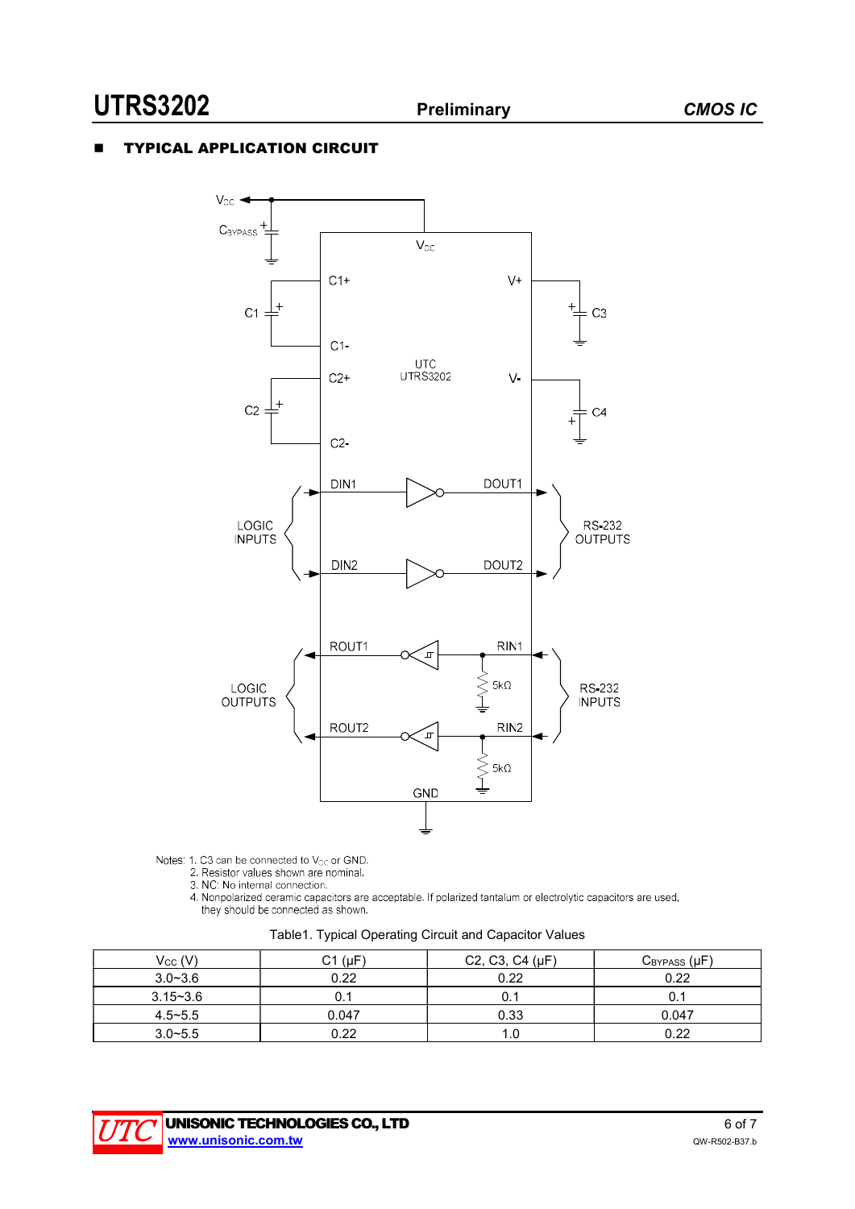## ■ TYPICAL APPLICATION CIRCUIT

Notes: 1. C3 can be connected to $V_{CC}$ or GND.

2. Resistor values shown are nominal.

3. NC: No internal connection.

4. Nonpolarized ceramic capacitors are acceptable. If polarized tantalum or electrolytic capacitors are used, they should be connected as shown.

Table1. Typical Operating Circuit and Capacitor Values

| $V_{CC}$ (V) | C1 (μF) | C2, C3, C4 (μF) | $C_{BYPASS}$ (μF) |
|---|---|---|---|
| 3.0~3.6 | 0.22 | 0.22 | 0.22 |
| 3.15~3.6 | 0.1 | 0.1 | 0.1 |
| 4.5~5.5 | 0.047 | 0.33 | 0.047 |
| 3.0~5.5 | 0.22 | 1.0 | 0.22 |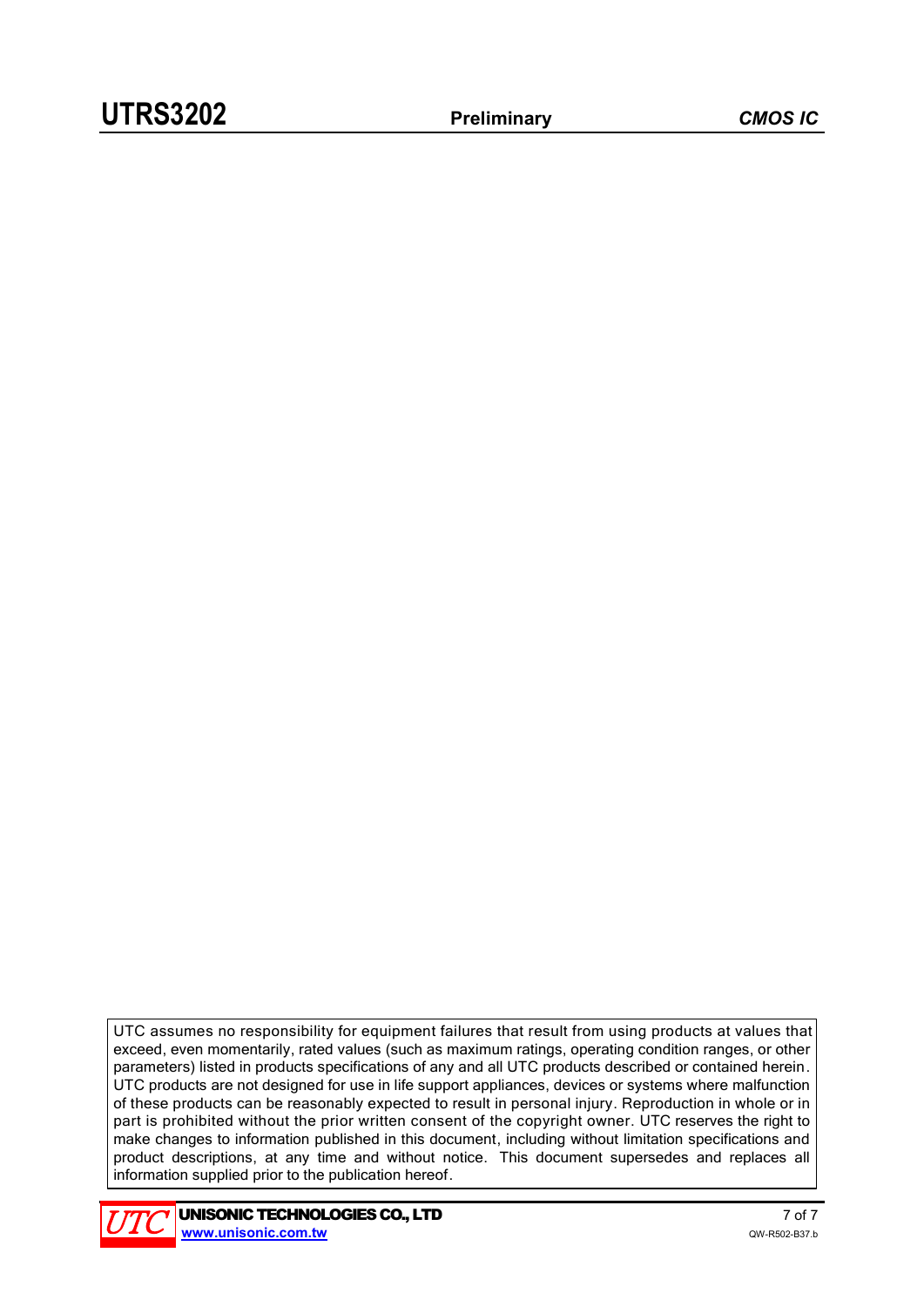UTC assumes no responsibility for equipment failures that result from using products at values that exceed, even momentarily, rated values (such as maximum ratings, operating condition ranges, or other parameters) listed in products specifications of any and all UTC products described or contained herein. UTC products are not designed for use in life support appliances, devices or systems where malfunction of these products can be reasonably expected to result in personal injury. Reproduction in whole or in part is prohibited without the prior written consent of the copyright owner. UTC reserves the right to make changes to information published in this document, including without limitation specifications and product descriptions, at any time and without notice. This document supersedes and replaces all information supplied prior to the publication hereof.